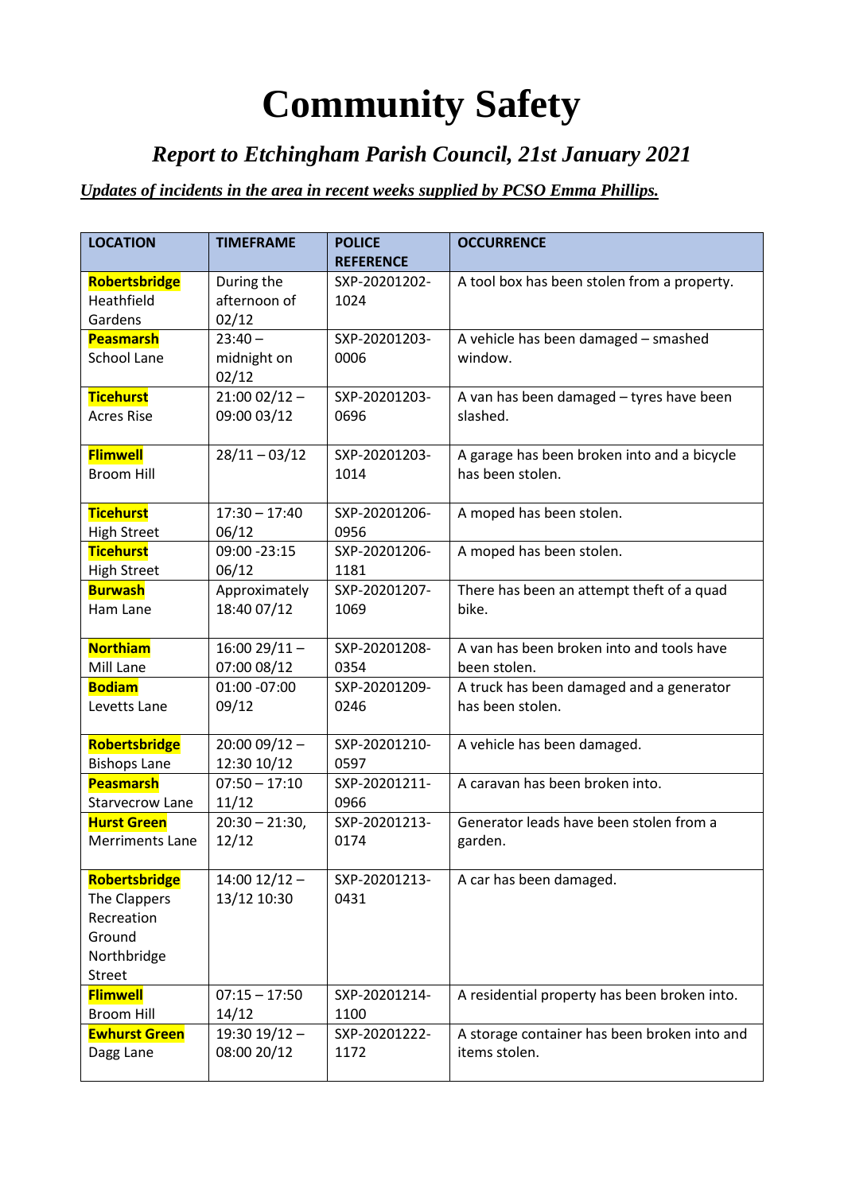# Community Safety

## *Report to Etchingham Parish Council, 21st January 2021*

***Updates of incidents in the area in recent weeks supplied by PCSO Emma Phillips.***

| LOCATION | TIMEFRAME | POLICE REFERENCE | OCCURRENCE |
|---|---|---|---|
| **Robertsbridge** Heathfield Gardens | During the afternoon of 02/12 | SXP-20201202-1024 | A tool box has been stolen from a property. |
| **Peasmarsh** School Lane | 23:40 – midnight on 02/12 | SXP-20201203-0006 | A vehicle has been damaged – smashed window. |
| **Ticehurst** Acres Rise | 21:00 02/12 – 09:00 03/12 | SXP-20201203-0696 | A van has been damaged – tyres have been slashed. |
| **Flimwell** Broom Hill | 28/11 – 03/12 | SXP-20201203-1014 | A garage has been broken into and a bicycle has been stolen. |
| **Ticehurst** High Street | 17:30 – 17:40 06/12 | SXP-20201206-0956 | A moped has been stolen. |
| **Ticehurst** High Street | 09:00 -23:15 06/12 | SXP-20201206-1181 | A moped has been stolen. |
| **Burwash** Ham Lane | Approximately 18:40 07/12 | SXP-20201207-1069 | There has been an attempt theft of a quad bike. |
| **Northiam** Mill Lane | 16:00 29/11 – 07:00 08/12 | SXP-20201208-0354 | A van has been broken into and tools have been stolen. |
| **Bodiam** Levetts Lane | 01:00 -07:00 09/12 | SXP-20201209-0246 | A truck has been damaged and a generator has been stolen. |
| **Robertsbridge** Bishops Lane | 20:00 09/12 – 12:30 10/12 | SXP-20201210-0597 | A vehicle has been damaged. |
| **Peasmarsh** Starvecrow Lane | 07:50 – 17:10 11/12 | SXP-20201211-0966 | A caravan has been broken into. |
| **Hurst Green** Merriments Lane | 20:30 – 21:30, 12/12 | SXP-20201213-0174 | Generator leads have been stolen from a garden. |
| **Robertsbridge** The Clappers Recreation Ground Northbridge Street | 14:00 12/12 – 13/12 10:30 | SXP-20201213-0431 | A car has been damaged. |
| **Flimwell** Broom Hill | 07:15 – 17:50 14/12 | SXP-20201214-1100 | A residential property has been broken into. |
| **Ewhurst Green** Dagg Lane | 19:30 19/12 – 08:00 20/12 | SXP-20201222-1172 | A storage container has been broken into and items stolen. |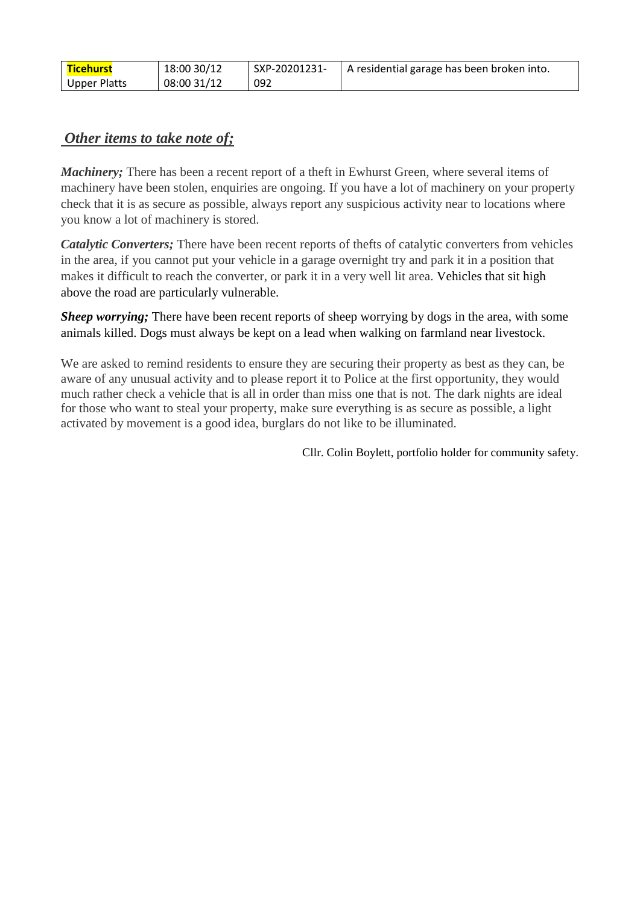| | | | |
|---|---|---|---|
| **Ticehurst**<br>Upper Platts | 18:00 30/12<br>08:00 31/12 | SXP-20201231-092 | A residential garage has been broken into. |

## *Other items to take note of;*

***Machinery;*** There has been a recent report of a theft in Ewhurst Green, where several items of machinery have been stolen, enquiries are ongoing. If you have a lot of machinery on your property check that it is as secure as possible, always report any suspicious activity near to locations where you know a lot of machinery is stored.

***Catalytic Converters;*** There have been recent reports of thefts of catalytic converters from vehicles in the area, if you cannot put your vehicle in a garage overnight try and park it in a position that makes it difficult to reach the converter, or park it in a very well lit area. Vehicles that sit high above the road are particularly vulnerable.

***Sheep worrying;*** There have been recent reports of sheep worrying by dogs in the area, with some animals killed. Dogs must always be kept on a lead when walking on farmland near livestock.

We are asked to remind residents to ensure they are securing their property as best as they can, be aware of any unusual activity and to please report it to Police at the first opportunity, they would much rather check a vehicle that is all in order than miss one that is not. The dark nights are ideal for those who want to steal your property, make sure everything is as secure as possible, a light activated by movement is a good idea, burglars do not like to be illuminated.

Cllr. Colin Boylett, portfolio holder for community safety.